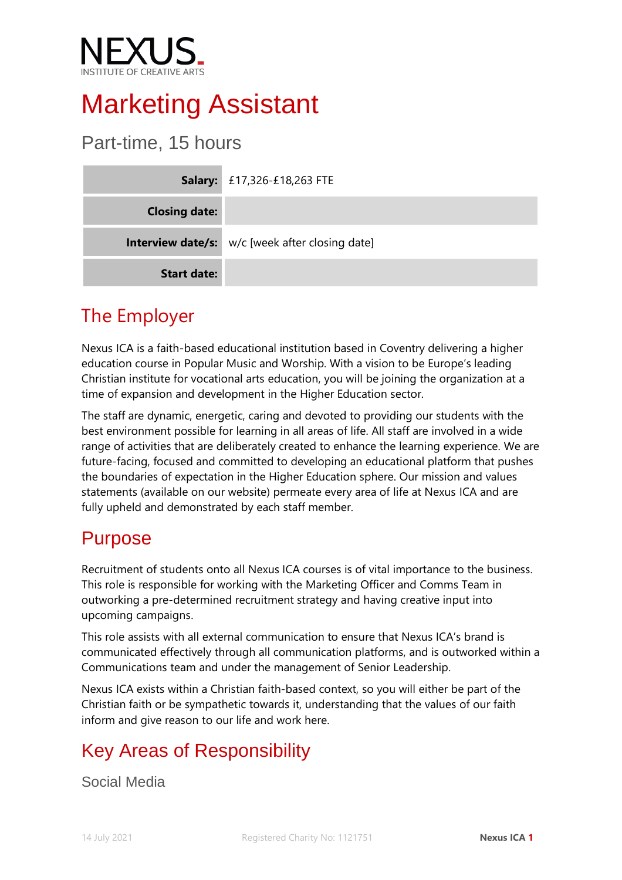NEXUS.
INSTITUTE OF CREATIVE ARTS

# Marketing Assistant

## Part-time, 15 hours

| | |
|---|---|
| **Salary:** | £17,326-£18,263 FTE |
| **Closing date:** | |
| **Interview date/s:** | w/c [week after closing date] |
| **Start date:** | |

## The Employer

Nexus ICA is a faith-based educational institution based in Coventry delivering a higher education course in Popular Music and Worship. With a vision to be Europe's leading Christian institute for vocational arts education, you will be joining the organization at a time of expansion and development in the Higher Education sector.

The staff are dynamic, energetic, caring and devoted to providing our students with the best environment possible for learning in all areas of life. All staff are involved in a wide range of activities that are deliberately created to enhance the learning experience. We are future-facing, focused and committed to developing an educational platform that pushes the boundaries of expectation in the Higher Education sphere. Our mission and values statements (available on our website) permeate every area of life at Nexus ICA and are fully upheld and demonstrated by each staff member.

## Purpose

Recruitment of students onto all Nexus ICA courses is of vital importance to the business. This role is responsible for working with the Marketing Officer and Comms Team in outworking a pre-determined recruitment strategy and having creative input into upcoming campaigns.

This role assists with all external communication to ensure that Nexus ICA's brand is communicated effectively through all communication platforms, and is outworked within a Communications team and under the management of Senior Leadership.

Nexus ICA exists within a Christian faith-based context, so you will either be part of the Christian faith or be sympathetic towards it, understanding that the values of our faith inform and give reason to our life and work here.

## Key Areas of Responsibility

### Social Media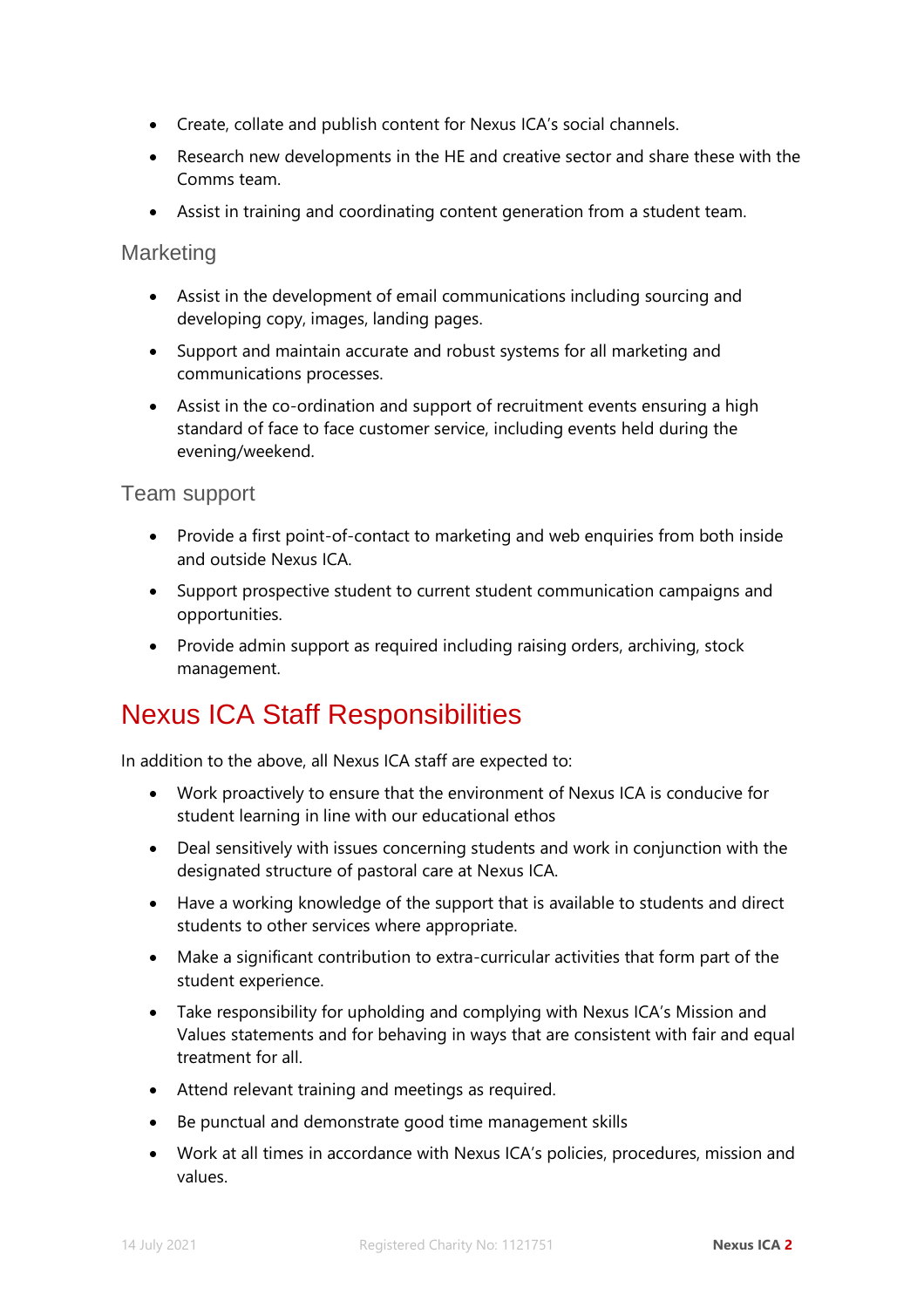- Create, collate and publish content for Nexus ICA's social channels.
- Research new developments in the HE and creative sector and share these with the Comms team.
- Assist in training and coordinating content generation from a student team.

### Marketing

- Assist in the development of email communications including sourcing and developing copy, images, landing pages.
- Support and maintain accurate and robust systems for all marketing and communications processes.
- Assist in the co-ordination and support of recruitment events ensuring a high standard of face to face customer service, including events held during the evening/weekend.

### Team support

- Provide a first point-of-contact to marketing and web enquiries from both inside and outside Nexus ICA.
- Support prospective student to current student communication campaigns and opportunities.
- Provide admin support as required including raising orders, archiving, stock management.

## Nexus ICA Staff Responsibilities

In addition to the above, all Nexus ICA staff are expected to:

- Work proactively to ensure that the environment of Nexus ICA is conducive for student learning in line with our educational ethos
- Deal sensitively with issues concerning students and work in conjunction with the designated structure of pastoral care at Nexus ICA.
- Have a working knowledge of the support that is available to students and direct students to other services where appropriate.
- Make a significant contribution to extra-curricular activities that form part of the student experience.
- Take responsibility for upholding and complying with Nexus ICA's Mission and Values statements and for behaving in ways that are consistent with fair and equal treatment for all.
- Attend relevant training and meetings as required.
- Be punctual and demonstrate good time management skills
- Work at all times in accordance with Nexus ICA's policies, procedures, mission and values.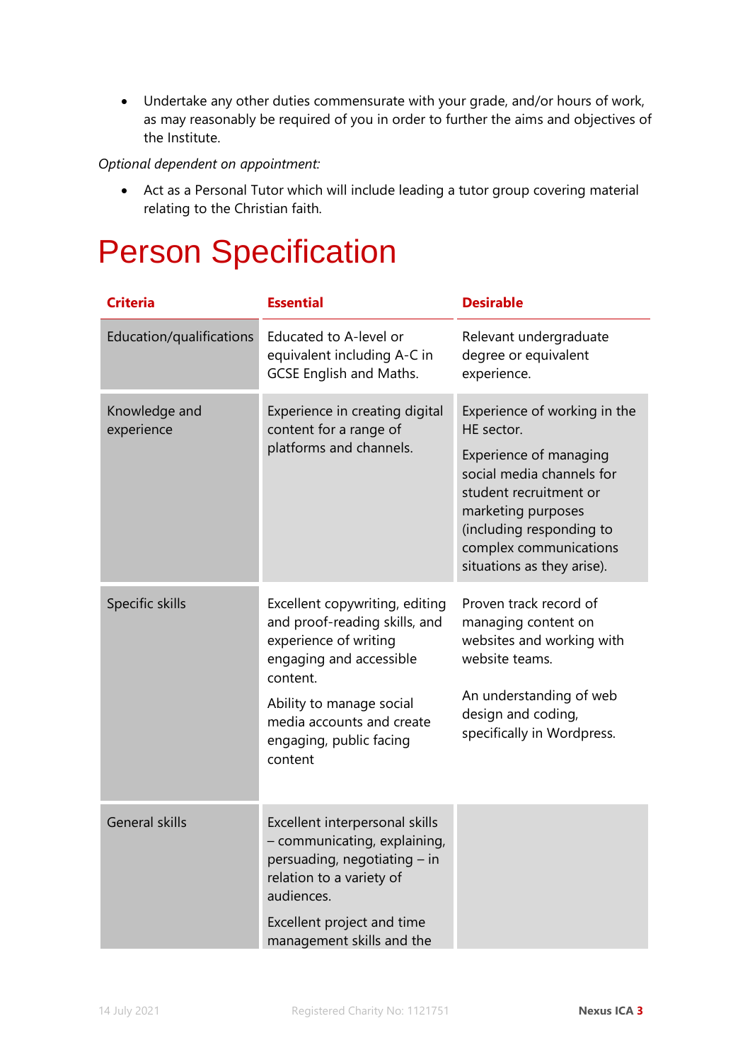- Undertake any other duties commensurate with your grade, and/or hours of work, as may reasonably be required of you in order to further the aims and objectives of the Institute.

*Optional dependent on appointment:*

- Act as a Personal Tutor which will include leading a tutor group covering material relating to the Christian faith.

# Person Specification

| Criteria | Essential | Desirable |
| --- | --- | --- |
| Education/qualifications | Educated to A-level or equivalent including A-C in GCSE English and Maths. | Relevant undergraduate degree or equivalent experience. |
| Knowledge and experience | Experience in creating digital content for a range of platforms and channels. | Experience of working in the HE sector.<br><br>Experience of managing social media channels for student recruitment or marketing purposes (including responding to complex communications situations as they arise). |
| Specific skills | Excellent copywriting, editing and proof-reading skills, and experience of writing engaging and accessible content.<br><br>Ability to manage social media accounts and create engaging, public facing content | Proven track record of managing content on websites and working with website teams.<br><br>An understanding of web design and coding, specifically in Wordpress. |
| General skills | Excellent interpersonal skills – communicating, explaining, persuading, negotiating – in relation to a variety of audiences.<br><br>Excellent project and time management skills and the | |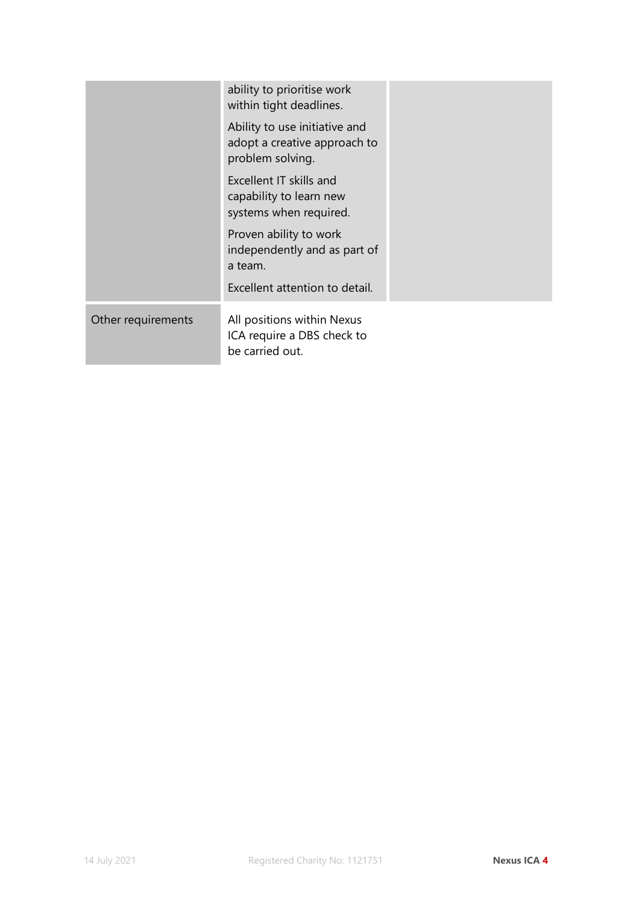| | | |
|---|---|---|
| | ability to prioritise work within tight deadlines.<br><br>Ability to use initiative and adopt a creative approach to problem solving.<br><br>Excellent IT skills and capability to learn new systems when required.<br><br>Proven ability to work independently and as part of a team.<br><br>Excellent attention to detail. | |
| Other requirements | All positions within Nexus ICA require a DBS check to be carried out. | |